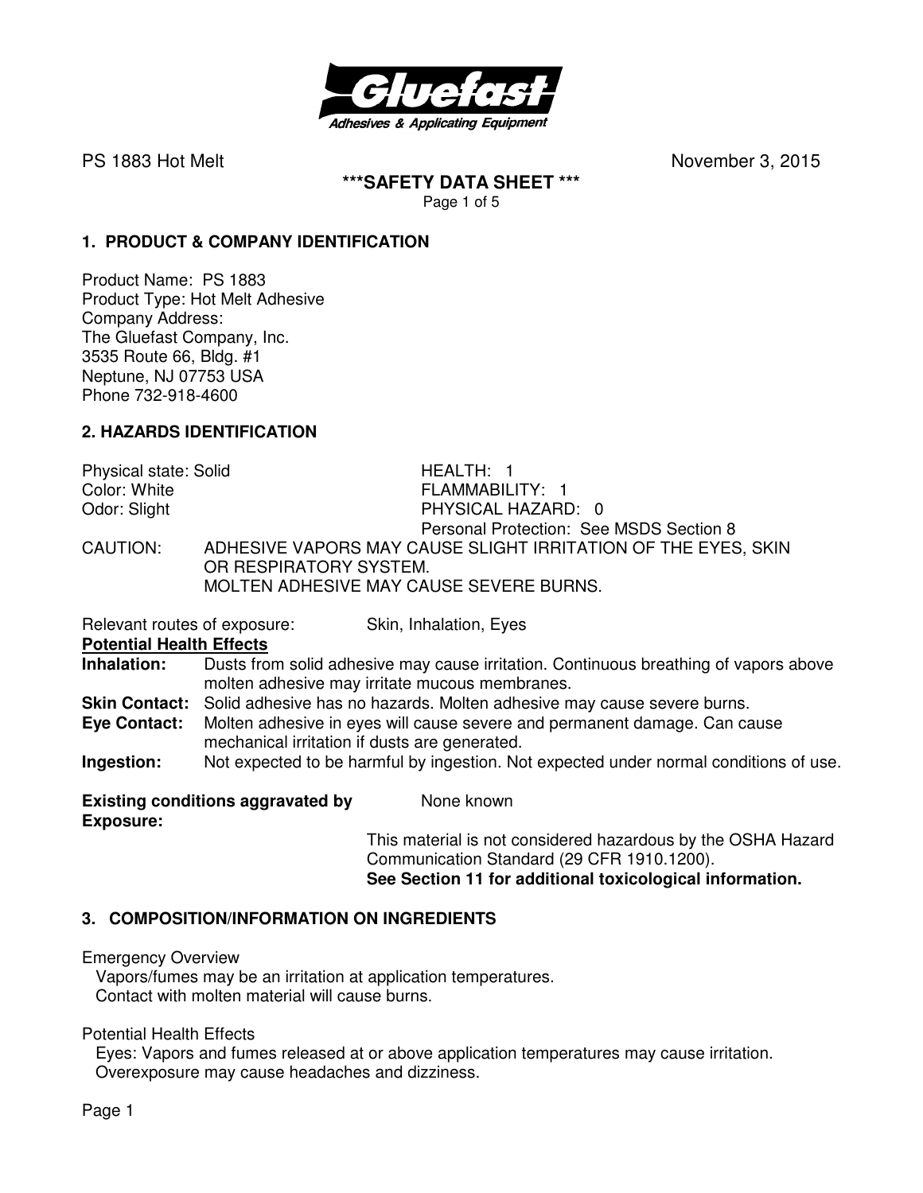Gluefast
Adhesives & Applicating Equipment

PS 1883 Hot Melt November 3, 2015

# ***SAFETY DATA SHEET ***

## 1. PRODUCT & COMPANY IDENTIFICATION

Product Name: PS 1883
Product Type: Hot Melt Adhesive
Company Address:
The Gluefast Company, Inc.
3535 Route 66, Bldg. #1
Neptune, NJ 07753 USA
Phone 732-918-4600

## 2. HAZARDS IDENTIFICATION

Physical state: Solid
Color: White
Odor: Slight

HEALTH: 1
FLAMMABILITY: 1
PHYSICAL HAZARD: 0
Personal Protection: See MSDS Section 8

CAUTION: ADHESIVE VAPORS MAY CAUSE SLIGHT IRRITATION OF THE EYES, SKIN OR RESPIRATORY SYSTEM.
MOLTEN ADHESIVE MAY CAUSE SEVERE BURNS.

Relevant routes of exposure: Skin, Inhalation, Eyes

**Potential Health Effects**

**Inhalation:** Dusts from solid adhesive may cause irritation. Continuous breathing of vapors above molten adhesive may irritate mucous membranes.

**Skin Contact:** Solid adhesive has no hazards. Molten adhesive may cause severe burns.

**Eye Contact:** Molten adhesive in eyes will cause severe and permanent damage. Can cause mechanical irritation if dusts are generated.

**Ingestion:** Not expected to be harmful by ingestion. Not expected under normal conditions of use.

**Existing conditions aggravated by Exposure:** None known

This material is not considered hazardous by the OSHA Hazard Communication Standard (29 CFR 1910.1200).
**See Section 11 for additional toxicological information.**

## 3. COMPOSITION/INFORMATION ON INGREDIENTS

Emergency Overview
Vapors/fumes may be an irritation at application temperatures.
Contact with molten material will cause burns.

Potential Health Effects
Eyes: Vapors and fumes released at or above application temperatures may cause irritation.
Overexposure may cause headaches and dizziness.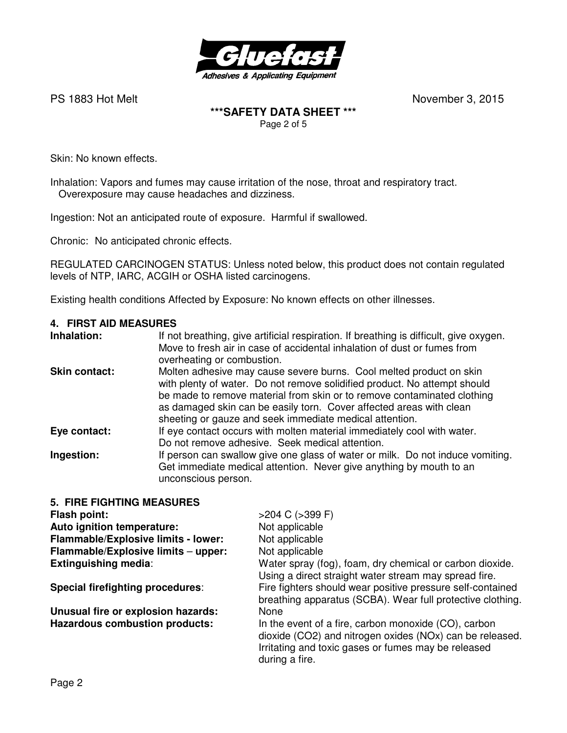Skin: No known effects.

Inhalation: Vapors and fumes may cause irritation of the nose, throat and respiratory tract. Overexposure may cause headaches and dizziness.

Ingestion: Not an anticipated route of exposure. Harmful if swallowed.

Chronic: No anticipated chronic effects.

REGULATED CARCINOGEN STATUS: Unless noted below, this product does not contain regulated levels of NTP, IARC, ACGIH or OSHA listed carcinogens.

Existing health conditions Affected by Exposure: No known effects on other illnesses.

## 4. FIRST AID MEASURES

**Inhalation:** If not breathing, give artificial respiration. If breathing is difficult, give oxygen. Move to fresh air in case of accidental inhalation of dust or fumes from overheating or combustion.

**Skin contact:** Molten adhesive may cause severe burns. Cool melted product on skin with plenty of water. Do not remove solidified product. No attempt should be made to remove material from skin or to remove contaminated clothing as damaged skin can be easily torn. Cover affected areas with clean sheeting or gauze and seek immediate medical attention.

**Eye contact:** If eye contact occurs with molten material immediately cool with water. Do not remove adhesive. Seek medical attention.

**Ingestion:** If person can swallow give one glass of water or milk. Do not induce vomiting. Get immediate medical attention. Never give anything by mouth to an unconscious person.

## 5. FIRE FIGHTING MEASURES

**Flash point:** >204 C (>399 F)

**Auto ignition temperature:** Not applicable

**Flammable/Explosive limits - lower:** Not applicable

**Flammable/Explosive limits – upper:** Not applicable

**Extinguishing media**: Water spray (fog), foam, dry chemical or carbon dioxide. Using a direct straight water stream may spread fire.

**Special firefighting procedures**: Fire fighters should wear positive pressure self-contained breathing apparatus (SCBA). Wear full protective clothing.

**Unusual fire or explosion hazards:** None

**Hazardous combustion products:** In the event of a fire, carbon monoxide (CO), carbon dioxide ($CO_2$) and nitrogen oxides ($NO_x$) can be released. Irritating and toxic gases or fumes may be released during a fire.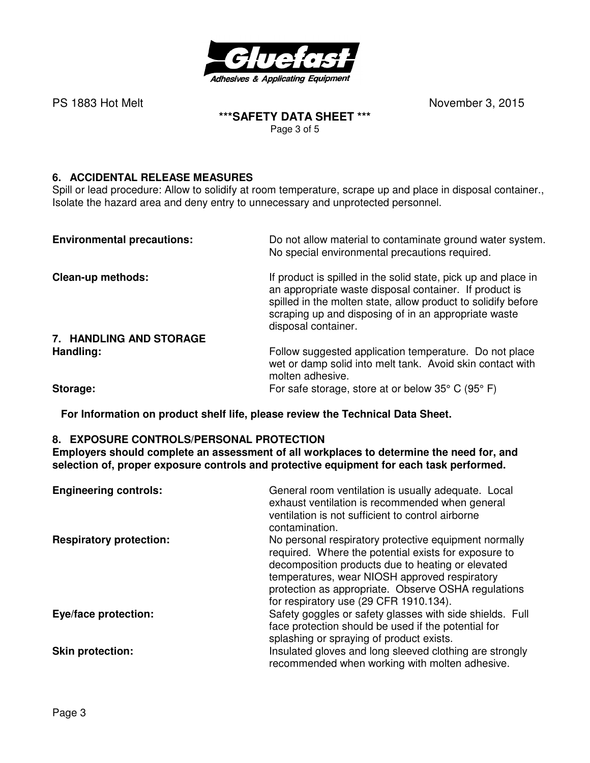## 6. ACCIDENTAL RELEASE MEASURES

Spill or lead procedure: Allow to solidify at room temperature, scrape up and place in disposal container., Isolate the hazard area and deny entry to unnecessary and unprotected personnel.

**Environmental precautions:** Do not allow material to contaminate ground water system. No special environmental precautions required.

**Clean-up methods:** If product is spilled in the solid state, pick up and place in an appropriate waste disposal container. If product is spilled in the molten state, allow product to solidify before scraping up and disposing of in an appropriate waste disposal container.

## 7. HANDLING AND STORAGE

**Handling:** Follow suggested application temperature. Do not place wet or damp solid into melt tank. Avoid skin contact with molten adhesive.

**Storage:** For safe storage, store at or below 35° C (95° F)

**For Information on product shelf life, please review the Technical Data Sheet.**

## 8. EXPOSURE CONTROLS/PERSONAL PROTECTION

**Employers should complete an assessment of all workplaces to determine the need for, and selection of, proper exposure controls and protective equipment for each task performed.**

**Engineering controls:** General room ventilation is usually adequate. Local exhaust ventilation is recommended when general ventilation is not sufficient to control airborne contamination.

**Respiratory protection:** No personal respiratory protective equipment normally required. Where the potential exists for exposure to decomposition products due to heating or elevated temperatures, wear NIOSH approved respiratory protection as appropriate. Observe OSHA regulations for respiratory use (29 CFR 1910.134).

**Eye/face protection:** Safety goggles or safety glasses with side shields. Full face protection should be used if the potential for splashing or spraying of product exists.

**Skin protection:** Insulated gloves and long sleeved clothing are strongly recommended when working with molten adhesive.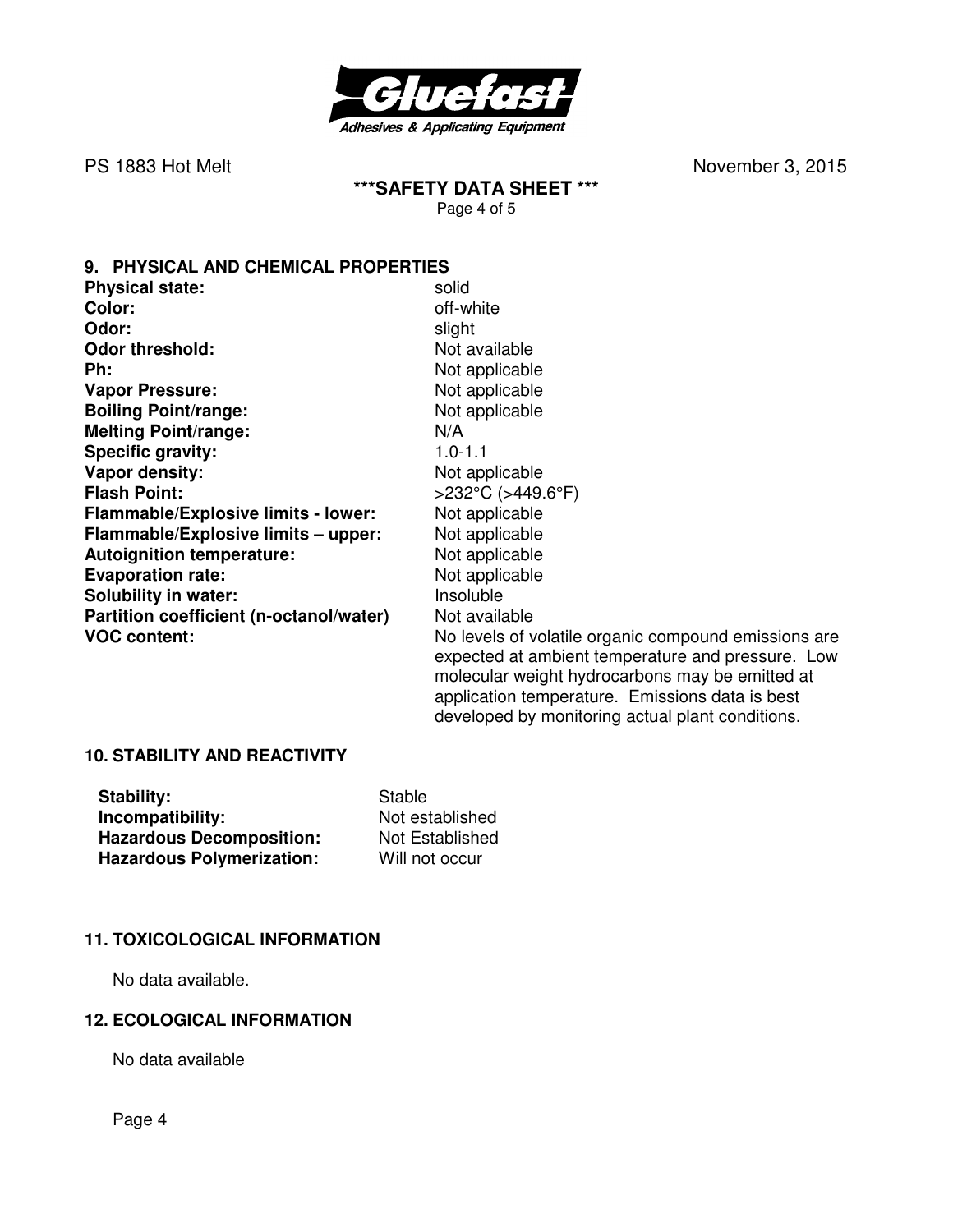## 9. PHYSICAL AND CHEMICAL PROPERTIES

| | |
|---|---|
| **Physical state:** | solid |
| **Color:** | off-white |
| **Odor:** | slight |
| **Odor threshold:** | Not available |
| **Ph:** | Not applicable |
| **Vapor Pressure:** | Not applicable |
| **Boiling Point/range:** | Not applicable |
| **Melting Point/range:** | N/A |
| **Specific gravity:** | 1.0-1.1 |
| **Vapor density:** | Not applicable |
| **Flash Point:** | >232°C (>449.6°F) |
| **Flammable/Explosive limits - lower:** | Not applicable |
| **Flammable/Explosive limits – upper:** | Not applicable |
| **Autoignition temperature:** | Not applicable |
| **Evaporation rate:** | Not applicable |
| **Solubility in water:** | Insoluble |
| **Partition coefficient (n-octanol/water)** | Not available |
| **VOC content:** | No levels of volatile organic compound emissions are expected at ambient temperature and pressure. Low molecular weight hydrocarbons may be emitted at application temperature. Emissions data is best developed by monitoring actual plant conditions. |

## 10. STABILITY AND REACTIVITY

| | |
|---|---|
| **Stability:** | Stable |
| **Incompatibility:** | Not established |
| **Hazardous Decomposition:** | Not Established |
| **Hazardous Polymerization:** | Will not occur |

## 11. TOXICOLOGICAL INFORMATION

No data available.

## 12. ECOLOGICAL INFORMATION

No data available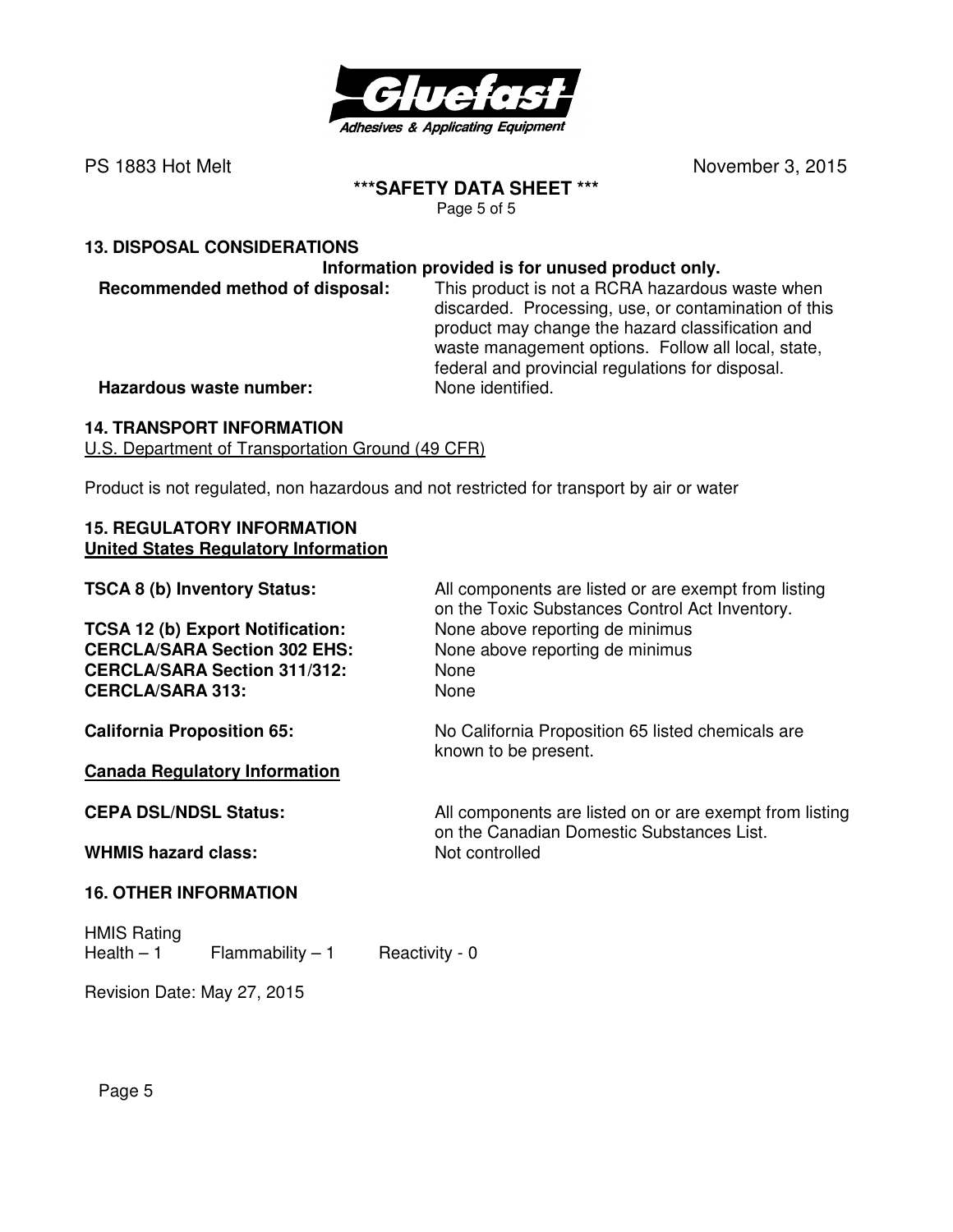PS 1883 Hot Melt November 3, 2015

**\*\*\*SAFETY DATA SHEET \*\*\***

## 13. DISPOSAL CONSIDERATIONS

**Information provided is for unused product only.**

| | |
|---|---|
| **Recommended method of disposal:** | This product is not a RCRA hazardous waste when discarded. Processing, use, or contamination of this product may change the hazard classification and waste management options. Follow all local, state, federal and provincial regulations for disposal. |
| **Hazardous waste number:** | None identified. |

## 14. TRANSPORT INFORMATION

U.S. Department of Transportation Ground (49 CFR)

Product is not regulated, non hazardous and not restricted for transport by air or water

## 15. REGULATORY INFORMATION

**United States Regulatory Information**

| | |
|---|---|
| **TSCA 8 (b) Inventory Status:** | All components are listed or are exempt from listing on the Toxic Substances Control Act Inventory. |
| **TCSA 12 (b) Export Notification:** | None above reporting de minimus |
| **CERCLA/SARA Section 302 EHS:** | None above reporting de minimus |
| **CERCLA/SARA Section 311/312:** | None |
| **CERCLA/SARA 313:** | None |
| **California Proposition 65:** | No California Proposition 65 listed chemicals are known to be present. |

**Canada Regulatory Information**

| | |
|---|---|
| **CEPA DSL/NDSL Status:** | All components are listed on or are exempt from listing on the Canadian Domestic Substances List. |
| **WHMIS hazard class:** | Not controlled |

## 16. OTHER INFORMATION

HMIS Rating
Health – 1 Flammability – 1 Reactivity - 0

Revision Date: May 27, 2015